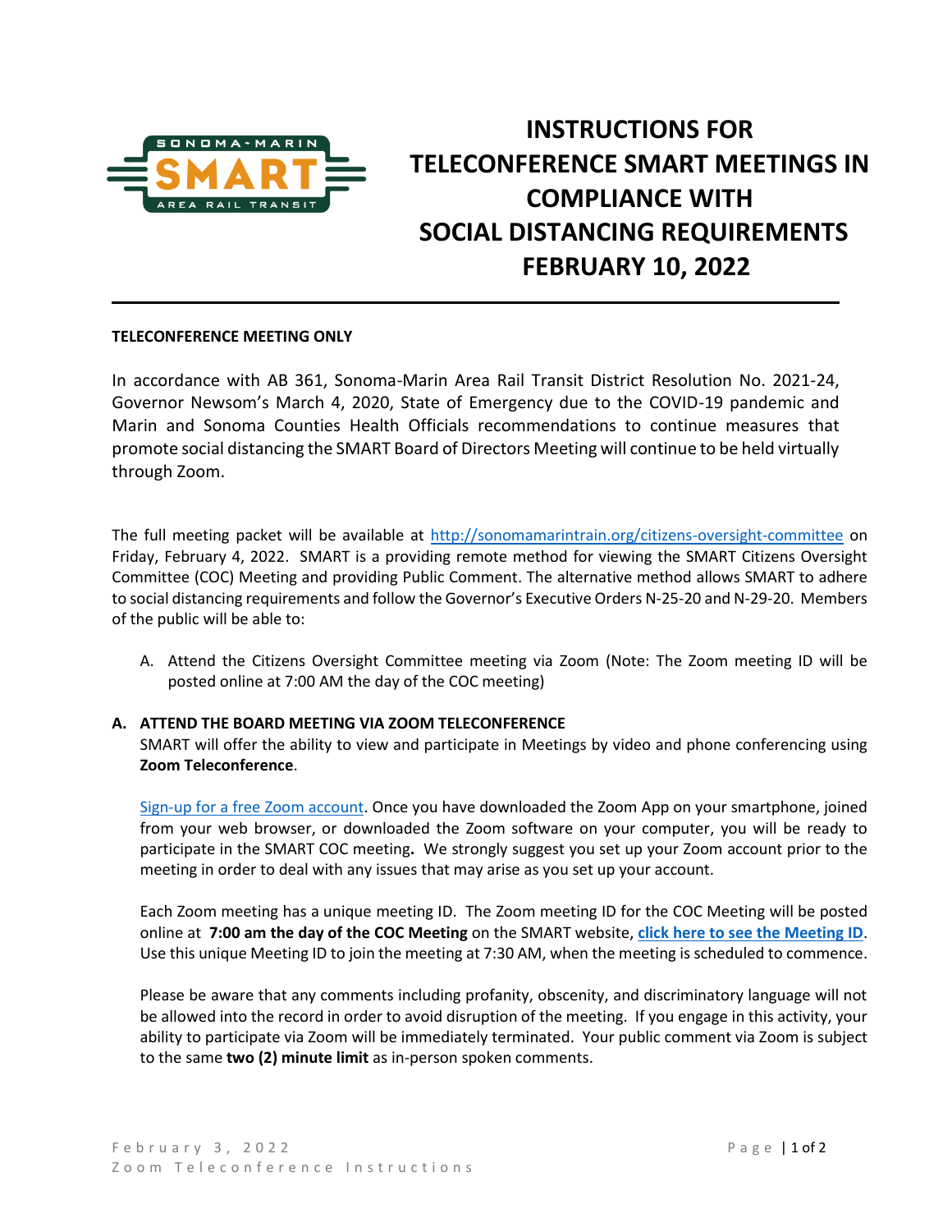# INSTRUCTIONS FOR TELECONFERENCE SMART MEETINGS IN COMPLIANCE WITH SOCIAL DISTANCING REQUIREMENTS FEBRUARY 10, 2022

**TELECONFERENCE MEETING ONLY**

In accordance with AB 361, Sonoma-Marin Area Rail Transit District Resolution No. 2021-24, Governor Newsom's March 4, 2020, State of Emergency due to the COVID-19 pandemic and Marin and Sonoma Counties Health Officials recommendations to continue measures that promote social distancing the SMART Board of Directors Meeting will continue to be held virtually through Zoom.

The full meeting packet will be available at http://sonomamarintrain.org/citizens-oversight-committee on Friday, February 4, 2022. SMART is a providing remote method for viewing the SMART Citizens Oversight Committee (COC) Meeting and providing Public Comment. The alternative method allows SMART to adhere to social distancing requirements and follow the Governor's Executive Orders N-25-20 and N-29-20. Members of the public will be able to:

A. Attend the Citizens Oversight Committee meeting via Zoom (Note: The Zoom meeting ID will be posted online at 7:00 AM the day of the COC meeting)

## A. ATTEND THE BOARD MEETING VIA ZOOM TELECONFERENCE

SMART will offer the ability to view and participate in Meetings by video and phone conferencing using **Zoom Teleconference**.

Sign-up for a free Zoom account. Once you have downloaded the Zoom App on your smartphone, joined from your web browser, or downloaded the Zoom software on your computer, you will be ready to participate in the SMART COC meeting**.** We strongly suggest you set up your Zoom account prior to the meeting in order to deal with any issues that may arise as you set up your account.

Each Zoom meeting has a unique meeting ID. The Zoom meeting ID for the COC Meeting will be posted online at **7:00 am the day of the COC Meeting** on the SMART website, **click here to see the Meeting ID**. Use this unique Meeting ID to join the meeting at 7:30 AM, when the meeting is scheduled to commence.

Please be aware that any comments including profanity, obscenity, and discriminatory language will not be allowed into the record in order to avoid disruption of the meeting. If you engage in this activity, your ability to participate via Zoom will be immediately terminated. Your public comment via Zoom is subject to the same **two (2) minute limit** as in-person spoken comments.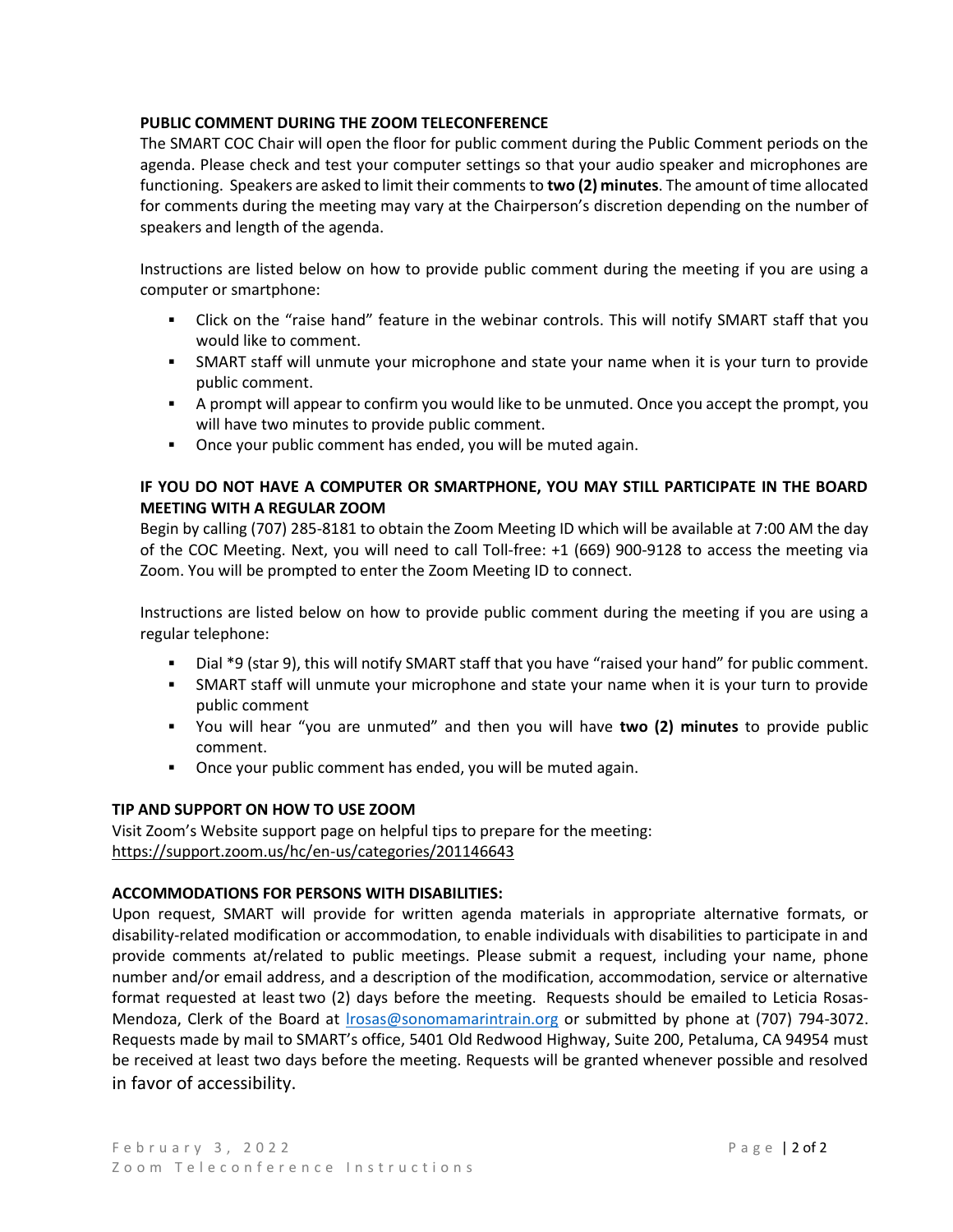**PUBLIC COMMENT DURING THE ZOOM TELECONFERENCE**

The SMART COC Chair will open the floor for public comment during the Public Comment periods on the agenda. Please check and test your computer settings so that your audio speaker and microphones are functioning. Speakers are asked to limit their comments to **two (2) minutes**. The amount of time allocated for comments during the meeting may vary at the Chairperson's discretion depending on the number of speakers and length of the agenda.

Instructions are listed below on how to provide public comment during the meeting if you are using a computer or smartphone:

- Click on the "raise hand" feature in the webinar controls. This will notify SMART staff that you would like to comment.
- SMART staff will unmute your microphone and state your name when it is your turn to provide public comment.
- A prompt will appear to confirm you would like to be unmuted. Once you accept the prompt, you will have two minutes to provide public comment.
- Once your public comment has ended, you will be muted again.

**IF YOU DO NOT HAVE A COMPUTER OR SMARTPHONE, YOU MAY STILL PARTICIPATE IN THE BOARD MEETING WITH A REGULAR ZOOM**

Begin by calling (707) 285-8181 to obtain the Zoom Meeting ID which will be available at 7:00 AM the day of the COC Meeting. Next, you will need to call Toll-free: +1 (669) 900-9128 to access the meeting via Zoom. You will be prompted to enter the Zoom Meeting ID to connect.

Instructions are listed below on how to provide public comment during the meeting if you are using a regular telephone:

- Dial *9 (star 9), this will notify SMART staff that you have "raised your hand" for public comment.
- SMART staff will unmute your microphone and state your name when it is your turn to provide public comment
- You will hear "you are unmuted" and then you will have **two (2) minutes** to provide public comment.
- Once your public comment has ended, you will be muted again.

**TIP AND SUPPORT ON HOW TO USE ZOOM**

Visit Zoom's Website support page on helpful tips to prepare for the meeting:
https://support.zoom.us/hc/en-us/categories/201146643

**ACCOMMODATIONS FOR PERSONS WITH DISABILITIES:**

Upon request, SMART will provide for written agenda materials in appropriate alternative formats, or disability-related modification or accommodation, to enable individuals with disabilities to participate in and provide comments at/related to public meetings. Please submit a request, including your name, phone number and/or email address, and a description of the modification, accommodation, service or alternative format requested at least two (2) days before the meeting. Requests should be emailed to Leticia Rosas-Mendoza, Clerk of the Board at lrosas@sonomamarintrain.org or submitted by phone at (707) 794-3072. Requests made by mail to SMART's office, 5401 Old Redwood Highway, Suite 200, Petaluma, CA 94954 must be received at least two days before the meeting. Requests will be granted whenever possible and resolved in favor of accessibility.